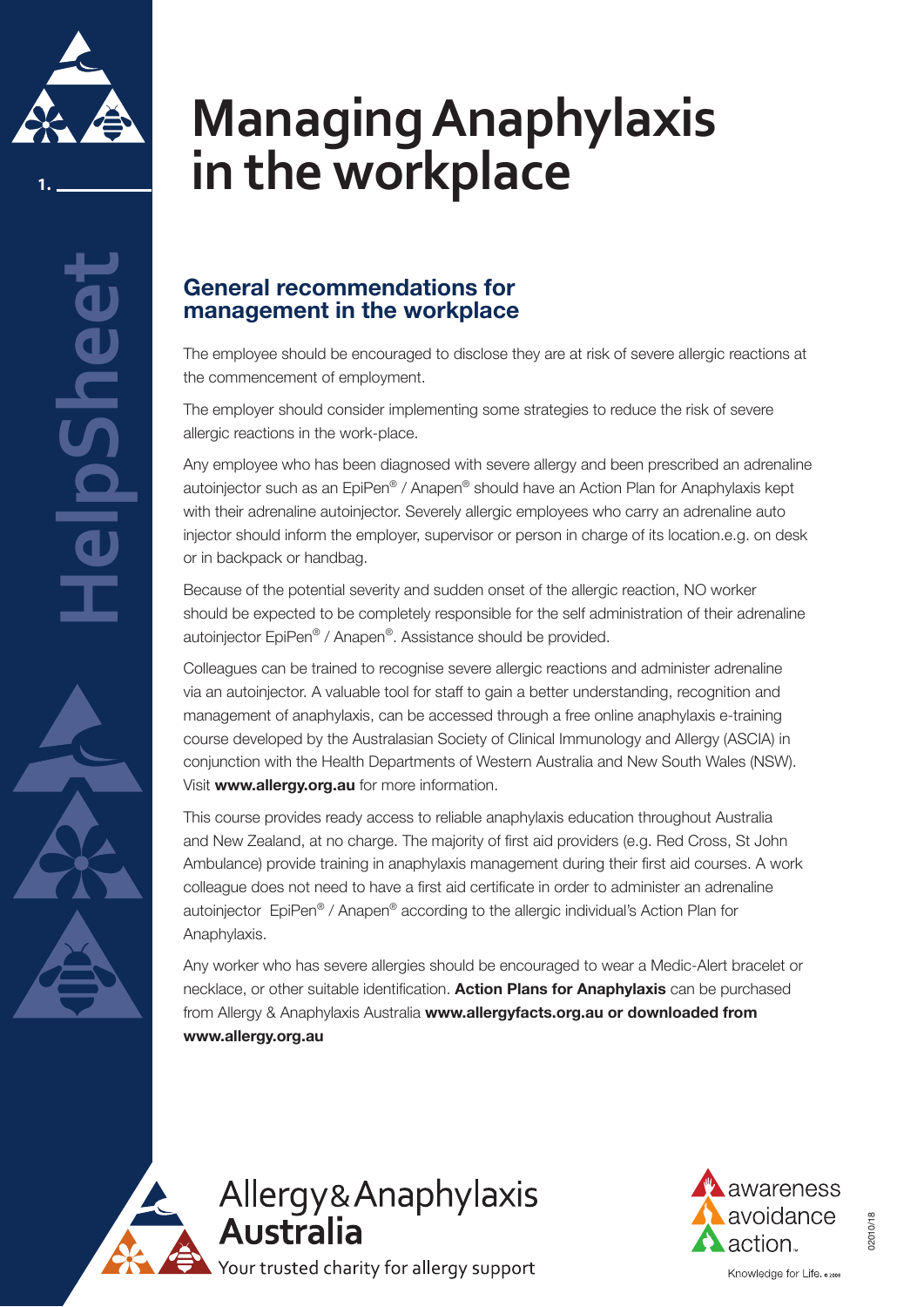# Managing Anaphylaxis in the workplace

## General recommendations for management in the workplace

The employee should be encouraged to disclose they are at risk of severe allergic reactions at the commencement of employment.

The employer should consider implementing some strategies to reduce the risk of severe allergic reactions in the work-place.

Any employee who has been diagnosed with severe allergy and been prescribed an adrenaline autoinjector such as an EpiPen® / Anapen® should have an Action Plan for Anaphylaxis kept with their adrenaline autoinjector. Severely allergic employees who carry an adrenaline auto injector should inform the employer, supervisor or person in charge of its location.e.g. on desk or in backpack or handbag.

Because of the potential severity and sudden onset of the allergic reaction, NO worker should be expected to be completely responsible for the self administration of their adrenaline autoinjector EpiPen® / Anapen®. Assistance should be provided.

Colleagues can be trained to recognise severe allergic reactions and administer adrenaline via an autoinjector. A valuable tool for staff to gain a better understanding, recognition and management of anaphylaxis, can be accessed through a free online anaphylaxis e-training course developed by the Australasian Society of Clinical Immunology and Allergy (ASCIA) in conjunction with the Health Departments of Western Australia and New South Wales (NSW). Visit **www.allergy.org.au** for more information.

This course provides ready access to reliable anaphylaxis education throughout Australia and New Zealand, at no charge. The majority of first aid providers (e.g. Red Cross, St John Ambulance) provide training in anaphylaxis management during their first aid courses. A work colleague does not need to have a first aid certificate in order to administer an adrenaline autoinjector EpiPen® / Anapen® according to the allergic individual's Action Plan for Anaphylaxis.

Any worker who has severe allergies should be encouraged to wear a Medic-Alert bracelet or necklace, or other suitable identification. **Action Plans for Anaphylaxis** can be purchased from Allergy & Anaphylaxis Australia **www.allergyfacts.org.au or downloaded from www.allergy.org.au**

Allergy & Anaphylaxis Australia
Your trusted charity for allergy support

awareness
avoidance
action.

Knowledge for Life.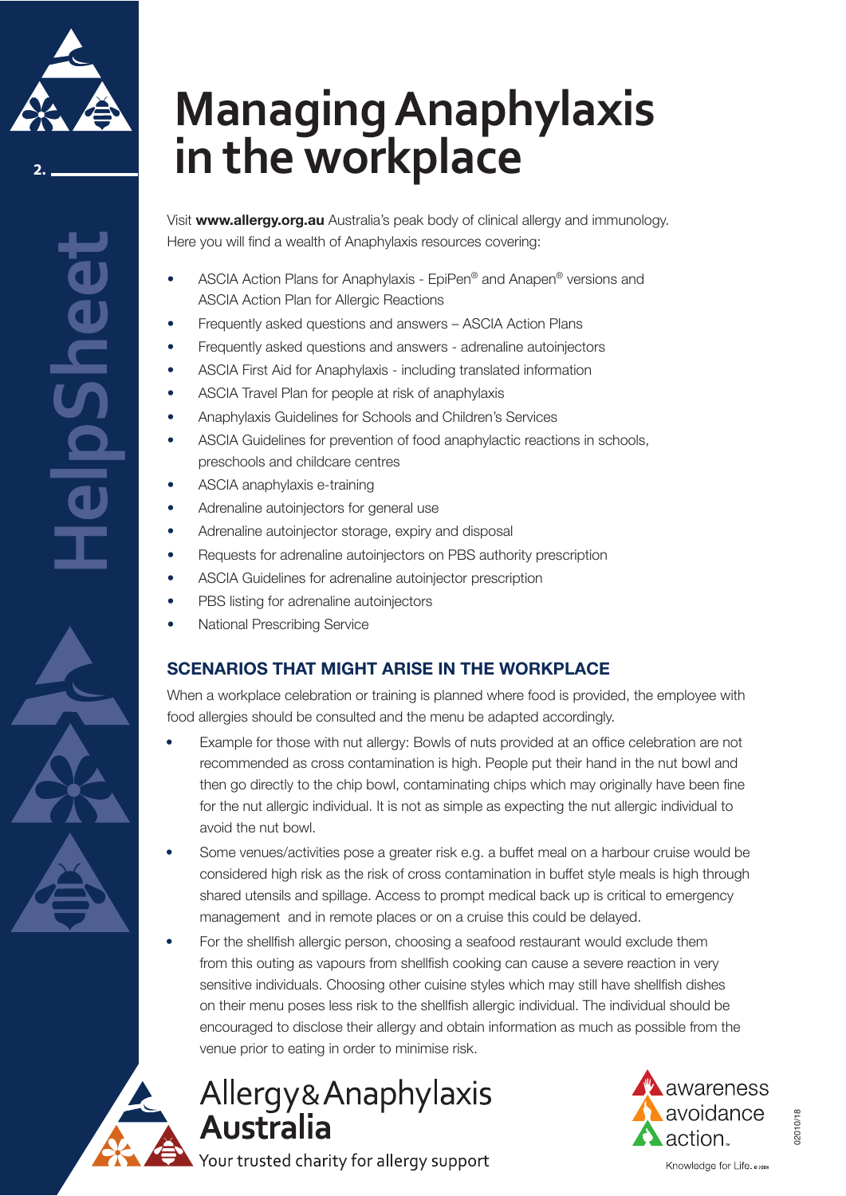# Managing Anaphylaxis in the workplace

Visit **www.allergy.org.au** Australia's peak body of clinical allergy and immunology. Here you will find a wealth of Anaphylaxis resources covering:

- ASCIA Action Plans for Anaphylaxis - EpiPen® and Anapen® versions and ASCIA Action Plan for Allergic Reactions
- Frequently asked questions and answers – ASCIA Action Plans
- Frequently asked questions and answers - adrenaline autoinjectors
- ASCIA First Aid for Anaphylaxis - including translated information
- ASCIA Travel Plan for people at risk of anaphylaxis
- Anaphylaxis Guidelines for Schools and Children's Services
- ASCIA Guidelines for prevention of food anaphylactic reactions in schools, preschools and childcare centres
- ASCIA anaphylaxis e-training
- Adrenaline autoinjectors for general use
- Adrenaline autoinjector storage, expiry and disposal
- Requests for adrenaline autoinjectors on PBS authority prescription
- ASCIA Guidelines for adrenaline autoinjector prescription
- PBS listing for adrenaline autoinjectors
- National Prescribing Service

## SCENARIOS THAT MIGHT ARISE IN THE WORKPLACE

When a workplace celebration or training is planned where food is provided, the employee with food allergies should be consulted and the menu be adapted accordingly.

- Example for those with nut allergy: Bowls of nuts provided at an office celebration are not recommended as cross contamination is high. People put their hand in the nut bowl and then go directly to the chip bowl, contaminating chips which may originally have been fine for the nut allergic individual. It is not as simple as expecting the nut allergic individual to avoid the nut bowl.
- Some venues/activities pose a greater risk e.g. a buffet meal on a harbour cruise would be considered high risk as the risk of cross contamination in buffet style meals is high through shared utensils and spillage. Access to prompt medical back up is critical to emergency management and in remote places or on a cruise this could be delayed.
- For the shellfish allergic person, choosing a seafood restaurant would exclude them from this outing as vapours from shellfish cooking can cause a severe reaction in very sensitive individuals. Choosing other cuisine styles which may still have shellfish dishes on their menu poses less risk to the shellfish allergic individual. The individual should be encouraged to disclose their allergy and obtain information as much as possible from the venue prior to eating in order to minimise risk.

Allergy & Anaphylaxis Australia
Your trusted charity for allergy support

awareness avoidance action™
Knowledge for Life.

02010/18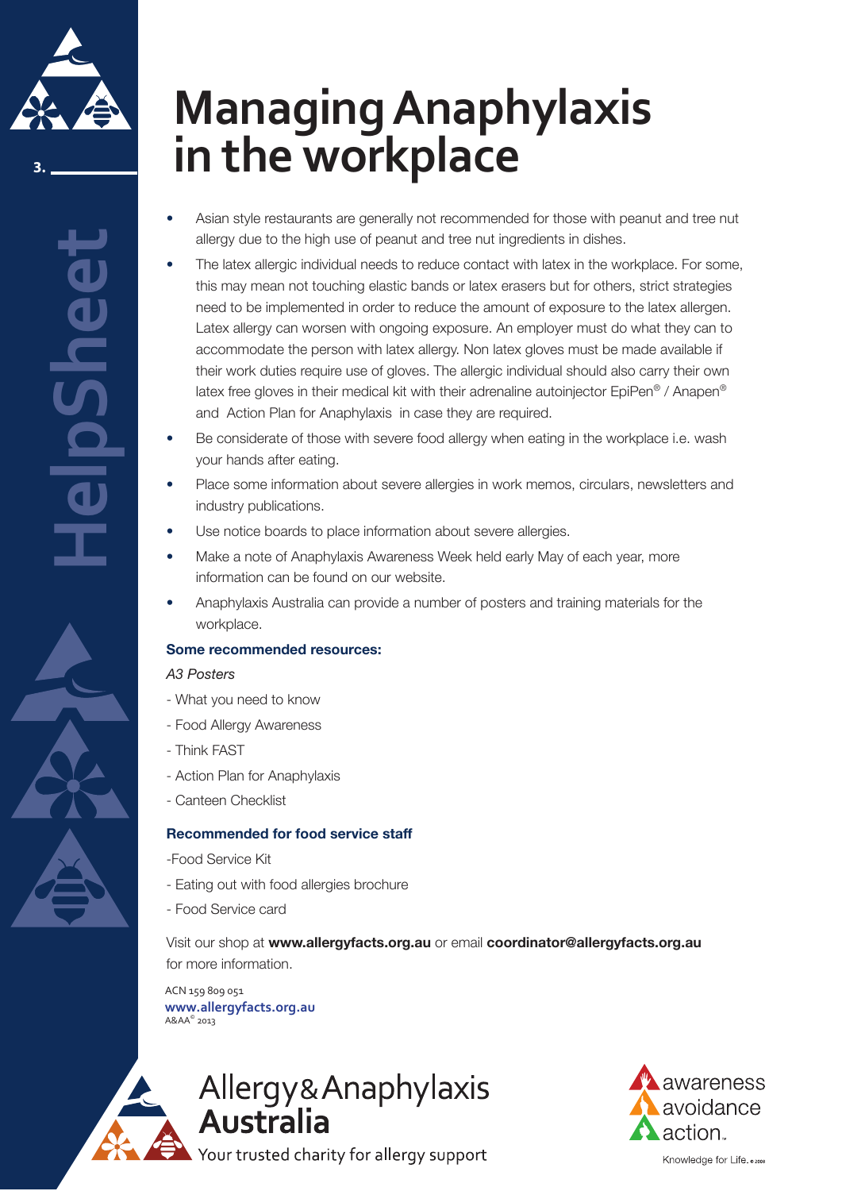# Managing Anaphylaxis in the workplace

- Asian style restaurants are generally not recommended for those with peanut and tree nut allergy due to the high use of peanut and tree nut ingredients in dishes.
- The latex allergic individual needs to reduce contact with latex in the workplace. For some, this may mean not touching elastic bands or latex erasers but for others, strict strategies need to be implemented in order to reduce the amount of exposure to the latex allergen. Latex allergy can worsen with ongoing exposure. An employer must do what they can to accommodate the person with latex allergy. Non latex gloves must be made available if their work duties require use of gloves. The allergic individual should also carry their own latex free gloves in their medical kit with their adrenaline autoinjector EpiPen® / Anapen® and Action Plan for Anaphylaxis in case they are required.
- Be considerate of those with severe food allergy when eating in the workplace i.e. wash your hands after eating.
- Place some information about severe allergies in work memos, circulars, newsletters and industry publications.
- Use notice boards to place information about severe allergies.
- Make a note of Anaphylaxis Awareness Week held early May of each year, more information can be found on our website.
- Anaphylaxis Australia can provide a number of posters and training materials for the workplace.

**Some recommended resources:**

*A3 Posters*

- What you need to know
- Food Allergy Awareness
- Think FAST
- Action Plan for Anaphylaxis
- Canteen Checklist

**Recommended for food service staff**

-Food Service Kit
- Eating out with food allergies brochure
- Food Service card

Visit our shop at **www.allergyfacts.org.au** or email **coordinator@allergyfacts.org.au** for more information.

ACN 159 809 051
**www.allergyfacts.org.au**
A&AA© 2013

Allergy & Anaphylaxis **Australia**
Your trusted charity for allergy support

awareness
avoidance
action.
Knowledge for Life.